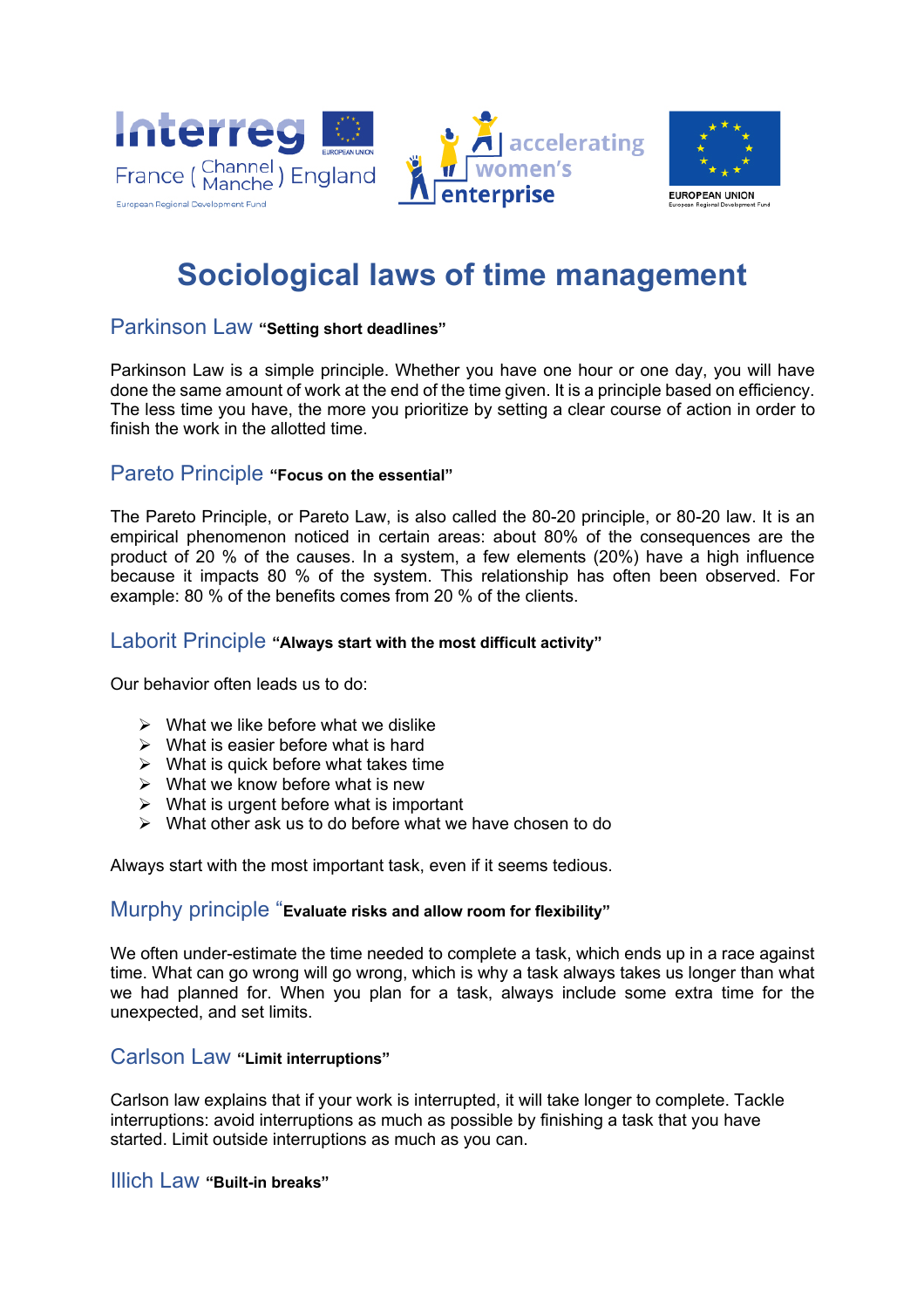# Sociological laws of time management

## Parkinson Law **"Setting short deadlines"**

Parkinson Law is a simple principle. Whether you have one hour or one day, you will have done the same amount of work at the end of the time given. It is a principle based on efficiency. The less time you have, the more you prioritize by setting a clear course of action in order to finish the work in the allotted time.

## Pareto Principle **"Focus on the essential"**

The Pareto Principle, or Pareto Law, is also called the 80-20 principle, or 80-20 law. It is an empirical phenomenon noticed in certain areas: about 80% of the consequences are the product of 20 % of the causes. In a system, a few elements (20%) have a high influence because it impacts 80 % of the system. This relationship has often been observed. For example: 80 % of the benefits comes from 20 % of the clients.

## Laborit Principle **"Always start with the most difficult activity"**

Our behavior often leads us to do:

- What we like before what we dislike
- What is easier before what is hard
- What is quick before what takes time
- What we know before what is new
- What is urgent before what is important
- What other ask us to do before what we have chosen to do

Always start with the most important task, even if it seems tedious.

## Murphy principle **"Evaluate risks and allow room for flexibility"**

We often under-estimate the time needed to complete a task, which ends up in a race against time. What can go wrong will go wrong, which is why a task always takes us longer than what we had planned for. When you plan for a task, always include some extra time for the unexpected, and set limits.

## Carlson Law **"Limit interruptions"**

Carlson law explains that if your work is interrupted, it will take longer to complete. Tackle interruptions: avoid interruptions as much as possible by finishing a task that you have started. Limit outside interruptions as much as you can.

## Illich Law **"Built-in breaks"**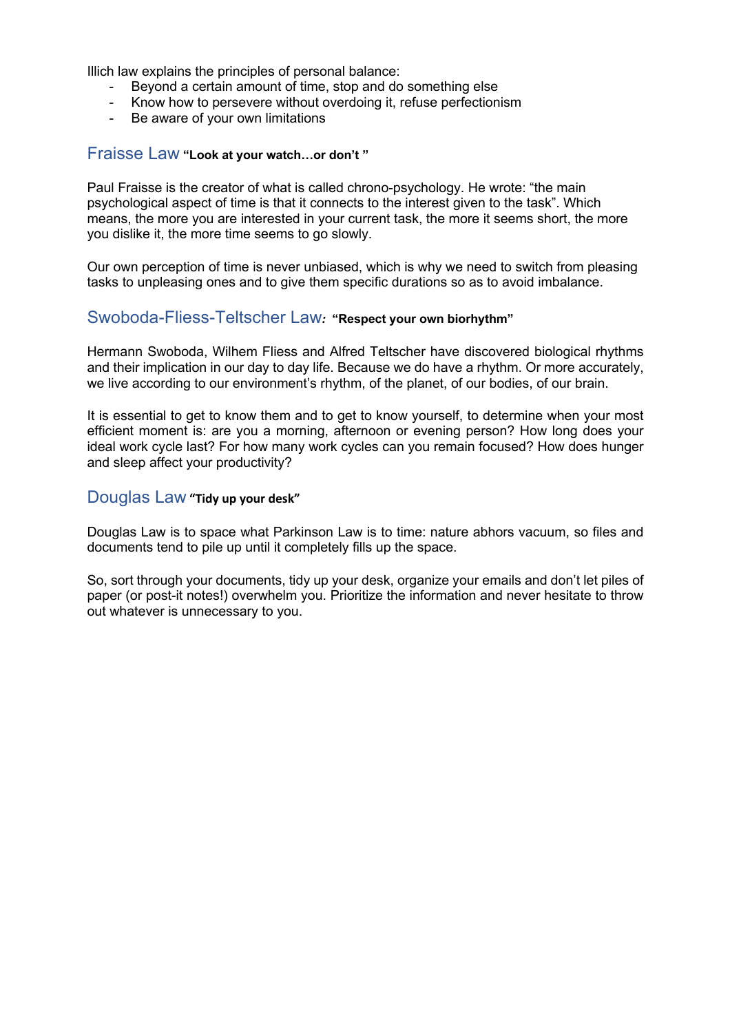Illich law explains the principles of personal balance:

- Beyond a certain amount of time, stop and do something else
- Know how to persevere without overdoing it, refuse perfectionism
- Be aware of your own limitations

## Fraisse Law **"Look at your watch…or don't "**

Paul Fraisse is the creator of what is called chrono-psychology. He wrote: "the main psychological aspect of time is that it connects to the interest given to the task". Which means, the more you are interested in your current task, the more it seems short, the more you dislike it, the more time seems to go slowly.

Our own perception of time is never unbiased, which is why we need to switch from pleasing tasks to unpleasing ones and to give them specific durations so as to avoid imbalance.

## Swoboda-Fliess-Teltscher Law*:* **"Respect your own biorhythm"**

Hermann Swoboda, Wilhem Fliess and Alfred Teltscher have discovered biological rhythms and their implication in our day to day life. Because we do have a rhythm. Or more accurately, we live according to our environment's rhythm, of the planet, of our bodies, of our brain.

It is essential to get to know them and to get to know yourself, to determine when your most efficient moment is: are you a morning, afternoon or evening person? How long does your ideal work cycle last? For how many work cycles can you remain focused? How does hunger and sleep affect your productivity?

## Douglas Law **"Tidy up your desk"**

Douglas Law is to space what Parkinson Law is to time: nature abhors vacuum, so files and documents tend to pile up until it completely fills up the space.

So, sort through your documents, tidy up your desk, organize your emails and don't let piles of paper (or post-it notes!) overwhelm you. Prioritize the information and never hesitate to throw out whatever is unnecessary to you.